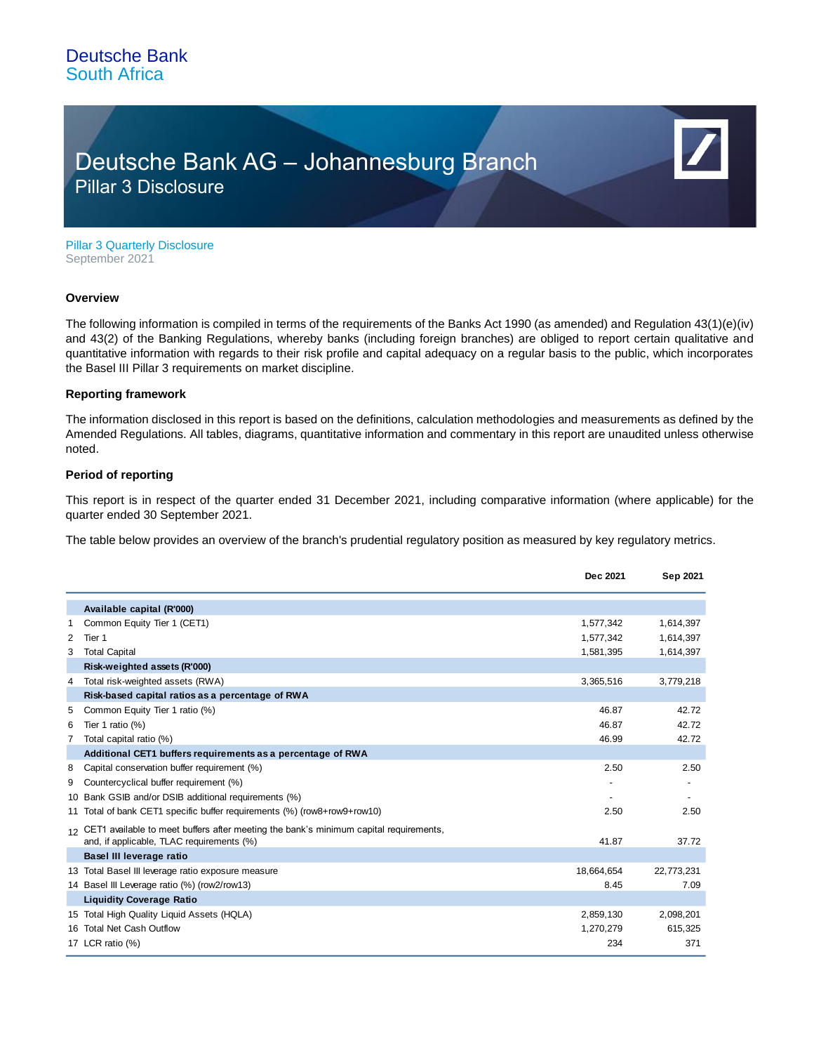Deutsche Bank
South Africa

# Deutsche Bank AG – Johannesburg Branch

## Pillar 3 Disclosure

Pillar 3 Quarterly Disclosure
September 2021

### Overview

The following information is compiled in terms of the requirements of the Banks Act 1990 (as amended) and Regulation 43(1)(e)(iv) and 43(2) of the Banking Regulations, whereby banks (including foreign branches) are obliged to report certain qualitative and quantitative information with regards to their risk profile and capital adequacy on a regular basis to the public, which incorporates the Basel III Pillar 3 requirements on market discipline.

### Reporting framework

The information disclosed in this report is based on the definitions, calculation methodologies and measurements as defined by the Amended Regulations. All tables, diagrams, quantitative information and commentary in this report are unaudited unless otherwise noted.

### Period of reporting

This report is in respect of the quarter ended 31 December 2021, including comparative information (where applicable) for the quarter ended 30 September 2021.

The table below provides an overview of the branch's prudential regulatory position as measured by key regulatory metrics.

| | | Dec 2021 | Sep 2021 |
|---|---|---|---|
| | **Available capital (R'000)** | | |
| 1 | Common Equity Tier 1 (CET1) | 1,577,342 | 1,614,397 |
| 2 | Tier 1 | 1,577,342 | 1,614,397 |
| 3 | Total Capital | 1,581,395 | 1,614,397 |
| | **Risk-weighted assets (R'000)** | | |
| 4 | Total risk-weighted assets (RWA) | 3,365,516 | 3,779,218 |
| | **Risk-based capital ratios as a percentage of RWA** | | |
| 5 | Common Equity Tier 1 ratio (%) | 46.87 | 42.72 |
| 6 | Tier 1 ratio (%) | 46.87 | 42.72 |
| 7 | Total capital ratio (%) | 46.99 | 42.72 |
| | **Additional CET1 buffers requirements as a percentage of RWA** | | |
| 8 | Capital conservation buffer requirement (%) | 2.50 | 2.50 |
| 9 | Countercyclical buffer requirement (%) | - | - |
| 10 | Bank GSIB and/or DSIB additional requirements (%) | - | - |
| 11 | Total of bank CET1 specific buffer requirements (%) (row8+row9+row10) | 2.50 | 2.50 |
| 12 | CET1 available to meet buffers after meeting the bank's minimum capital requirements, and, if applicable, TLAC requirements (%) | 41.87 | 37.72 |
| | **Basel III leverage ratio** | | |
| 13 | Total Basel III leverage ratio exposure measure | 18,664,654 | 22,773,231 |
| 14 | Basel III Leverage ratio (%) (row2/row13) | 8.45 | 7.09 |
| | **Liquidity Coverage Ratio** | | |
| 15 | Total High Quality Liquid Assets (HQLA) | 2,859,130 | 2,098,201 |
| 16 | Total Net Cash Outflow | 1,270,279 | 615,325 |
| 17 | LCR ratio (%) | 234 | 371 |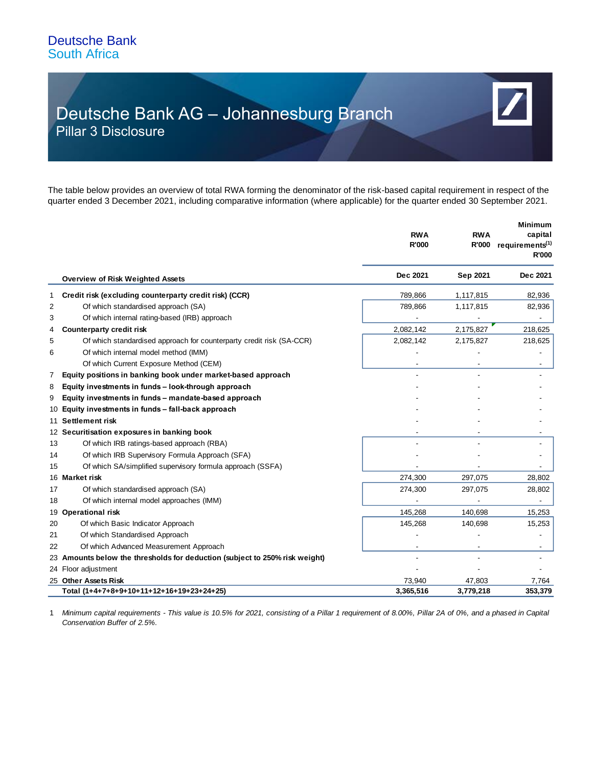Deutsche Bank
South Africa

# Deutsche Bank AG – Johannesburg Branch

## Pillar 3 Disclosure

The table below provides an overview of total RWA forming the denominator of the risk-based capital requirement in respect of the quarter ended 3 December 2021, including comparative information (where applicable) for the quarter ended 30 September 2021.

| | | RWA R'000 | RWA R'000 | Minimum capital requirements[1] R'000 |
|---|---|---|---|---|
| | **Overview of Risk Weighted Assets** | **Dec 2021** | **Sep 2021** | **Dec 2021** |
| 1 | **Credit risk (excluding counterparty credit risk) (CCR)** | 789,866 | 1,117,815 | 82,936 |
| 2 | Of which standardised approach (SA) | 789,866 | 1,117,815 | 82,936 |
| 3 | Of which internal rating-based (IRB) approach | - | - | - |
| 4 | **Counterparty credit risk** | 2,082,142 | 2,175,827 | 218,625 |
| 5 | Of which standardised approach for counterparty credit risk (SA-CCR) | 2,082,142 | 2,175,827 | 218,625 |
| 6 | Of which internal model method (IMM) | - | - | - |
| | Of which Current Exposure Method (CEM) | - | - | - |
| 7 | **Equity positions in banking book under market-based approach** | - | - | - |
| 8 | **Equity investments in funds – look-through approach** | - | - | - |
| 9 | **Equity investments in funds – mandate-based approach** | - | - | - |
| 10 | **Equity investments in funds – fall-back approach** | - | - | - |
| 11 | **Settlement risk** | - | - | - |
| 12 | **Securitisation exposures in banking book** | - | - | - |
| 13 | Of which IRB ratings-based approach (RBA) | - | - | - |
| 14 | Of which IRB Supervisory Formula Approach (SFA) | - | - | - |
| 15 | Of which SA/simplified supervisory formula approach (SSFA) | - | - | - |
| 16 | **Market risk** | 274,300 | 297,075 | 28,802 |
| 17 | Of which standardised approach (SA) | 274,300 | 297,075 | 28,802 |
| 18 | Of which internal model approaches (IMM) | - | - | - |
| 19 | **Operational risk** | 145,268 | 140,698 | 15,253 |
| 20 | Of which Basic Indicator Approach | 145,268 | 140,698 | 15,253 |
| 21 | Of which Standardised Approach | - | - | - |
| 22 | Of which Advanced Measurement Approach | - | - | - |
| 23 | **Amounts below the thresholds for deduction (subject to 250% risk weight)** | - | - | - |
| 24 | Floor adjustment | - | - | - |
| 25 | **Other Assets Risk** | 73,940 | 47,803 | 7,764 |
| | **Total (1+4+7+8+9+10+11+12+16+19+23+24+25)** | **3,365,516** | **3,779,218** | **353,379** |

1 *Minimum capital requirements - This value is 10.5% for 2021, consisting of a Pillar 1 requirement of 8.00%, Pillar 2A of 0%, and a phased in Capital Conservation Buffer of 2.5%.*